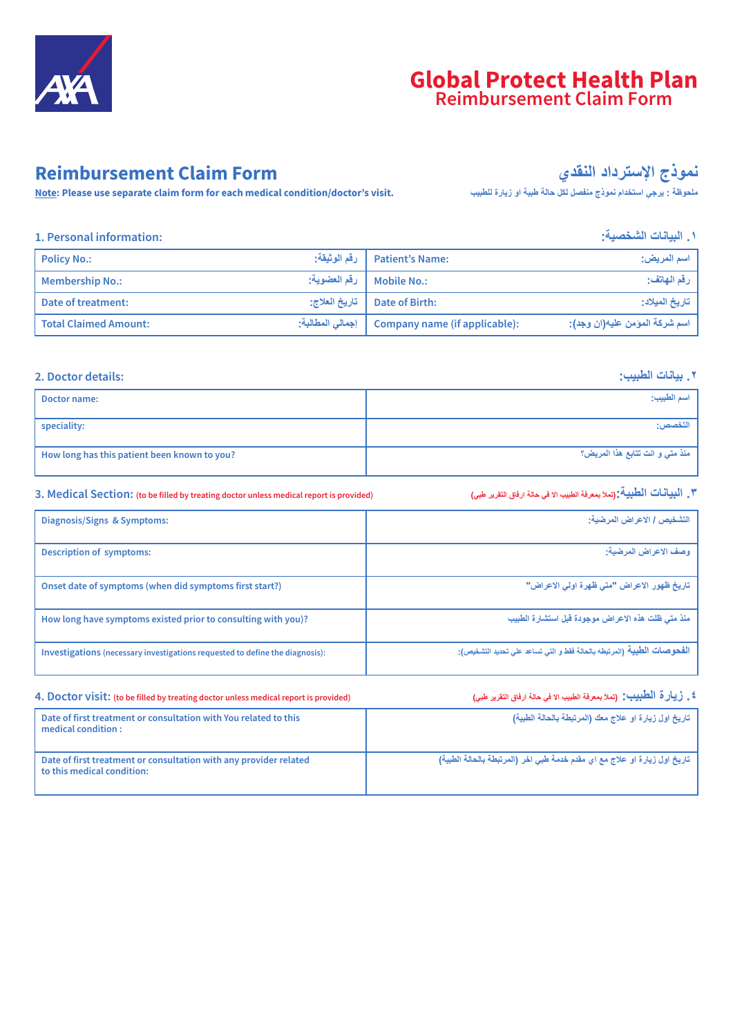# Global Protect Health Plan
## Reimbursement Claim Form

## Reimbursement Claim Form

## نموذج الإسترداد النقدي

**Note: Please use separate claim form for each medical condition/doctor's visit.**

ملحوظة : يرجي استخدام نموذج منفصل لكل حالة طبية او زيارة للطبيب

### 1. Personal information:

### ١. البيانات الشخصية:

| | | | |
|---|---|---|---|
| Policy No.: | رقم الوثيقة: | Patient's Name: | اسم المريض: |
| Membership No.: | رقم العضوية: | Mobile No.: | رقم الهاتف: |
| Date of treatment: | تاريخ العلاج: | Date of Birth: | تاريخ الميلاد: |
| Total Claimed Amount: | إجمالي المطالبة: | Company name (if applicable): | اسم شركة المومن عليه(ان وجد): |

### 2. Doctor details:

### ٢. بيانات الطبيب:

| | |
|---|---|
| Doctor name: | اسم الطبيب: |
| speciality: | التخصص: |
| How long has this patient been known to you? | منذ متي و انت تتابع هذا المريض؟ |

### 3. Medical Section: (to be filled by treating doctor unless medical report is provided)

### ٣. البيانات الطبية:(تملأ بمعرفة الطبيب الا في حالة ارفاق التقرير طبي)

| | |
|---|---|
| Diagnosis/Signs & Symptoms: | التشخيص / الاعراض المرضية: |
| Description of symptoms: | وصف الاعراض المرضية: |
| Onset date of symptoms (when did symptoms first start?) | تاريخ ظهور الاعراض "متي ظهرة اولي الاعراض" |
| How long have symptoms existed prior to consulting with you)? | منذ متي ظلت هذه الاعراض موجودة قبل استشارة الطبيب |
| Investigations (necessary investigations requested to define the diagnosis): | الفحوصات الطبية (المرتبطه بالحالة فقط و التي تساعد علي تحديد التشخيص): |

### 4. Doctor visit: (to be filled by treating doctor unless medical report is provided)

### ٤. زيارة الطبيب: (تملأ بمعرفة الطبيب الا في حالة ارفاق التقرير طبي)

| | |
|---|---|
| Date of first treatment or consultation with You related to this medical condition : | تاريخ اول زيارة او علاج معك (المرتبطة بالحالة الطبية) |
| Date of first treatment or consultation with any provider related to this medical condition: | تاريخ اول زيارة او علاج مع اي مقدم خدمة طبي اخر (المرتبطة بالحالة الطبية) |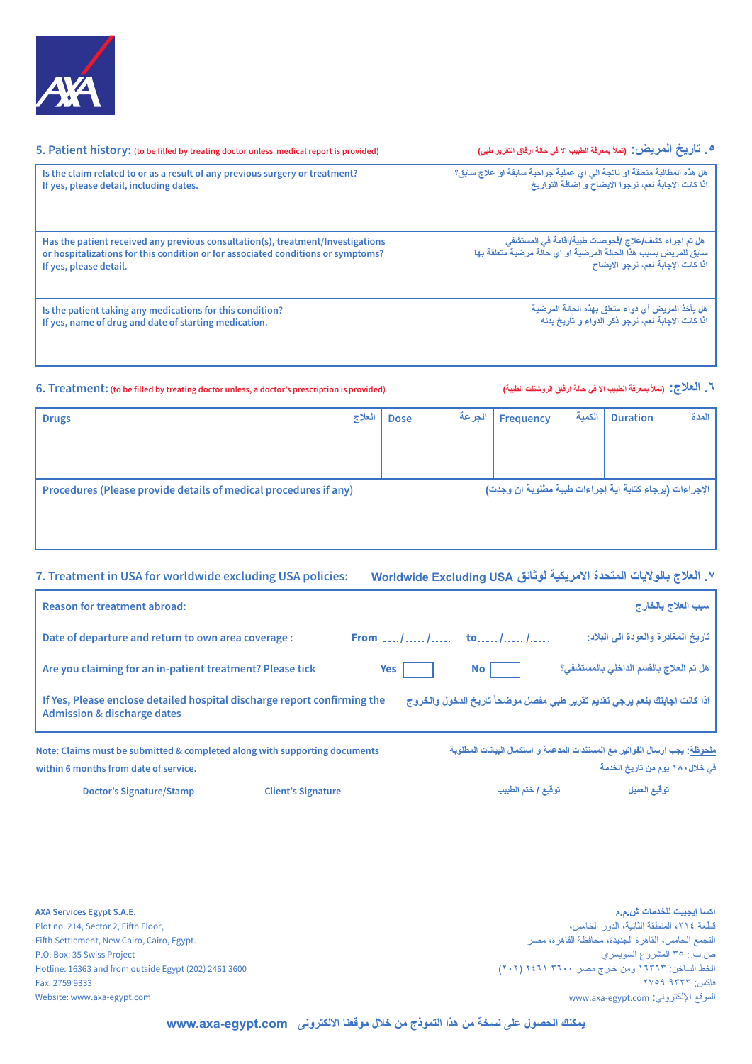## 5. Patient history: (to be filled by treating doctor unless medical report is provided)

## ٥. تاريخ المريض: (تملأ بمعرفة الطبيب الا في حالة ارفاق التقرير طبى)

| | |
|---|---|
| Is the claim related to or as a result of any previous surgery or treatment? If yes, please detail, including dates. | هل هذه المطالبة متعلقة او ناتجة الي اي عملية جراحية سابقة او علاج سابق؟ اذا كانت الاجابة نعم، نرجوا الايضاح و إضافة التواريخ |
| Has the patient received any previous consultation(s), treatment/Investigations or hospitalizations for this condition or for associated conditions or symptoms? If yes, please detail. | هل تم اجراء كشف/علاج /فحوصات طبية/اقامة في المستشفي سابق للمريض بسبب هذا الحالة المرضية او اي حالة مرضية متعلقة بها اذا كانت الإجابة نعم، نرجو الايضاح |
| Is the patient taking any medications for this condition? If yes, name of drug and date of starting medication. | هل يأخذ المريض أي دواء متعلق بهذه الحالة المرضية اذا كانت الاجابة نعم، نرجو ذكر الدواء و تاريخ بدئه |

## 6. Treatment: (to be filled by treating doctor unless, a doctor's prescription is provided)

## ٦. العلاج: (تملأ بمعرفة الطبيب الا في حالة ارفاق الروشتة الطبية)

| Drugs العلاج | Dose الجرعة | Frequency الكمية | Duration المدة |
|---|---|---|---|
| | | | |

| | |
|---|---|
| Procedures (Please provide details of medical procedures if any) | الإجراءات (برجاء كتابة اية إجراءات طبية مطلوبة إن وجدت) |

## 7. Treatment in USA for worldwide excluding USA policies:

## ٧. العلاج بالولايات المتحدة الامريكية لوثائق Worldwide Excluding USA

| | | |
|---|---|---|
| Reason for treatment abroad: | | سبب العلاج بالخارج |
| Date of departure and return to own area coverage : | From ..../..../.... to ..../..../.... | تاريخ المغادرة والعودة الي البلاد: |
| Are you claiming for an in-patient treatment? Please tick | Yes ☐ No ☐ | هل تم العلاج بالقسم الداخلي بالمستشفي؟ |
| If Yes, Please enclose detailed hospital discharge report confirming the Admission & discharge dates | | اذا كانت اجابتك بنعم يرجي تقديم تقرير طبي مفصل موضحاً تاريخ الدخول والخروج |

Note: Claims must be submitted & completed along with supporting documents within 6 months from date of service.

ملحوظة: يجب ارسال الفواتير مع المستندات المدعمة و استكمال البيانات المطلوبة في خلال ١٨٠ يوم من تاريخ الخدمة

Doctor's Signature/Stamp توقيع / ختم الطبيب

Client's Signature توقيع العميل

**AXA Services Egypt S.A.E.**
Plot no. 214, Sector 2, Fifth Floor,
Fifth Settlement, New Cairo, Cairo, Egypt.
P.O. Box: 35 Swiss Project
Hotline: 16363 and from outside Egypt (202) 2461 3600
Fax: 2759 9333
Website: www.axa-egypt.com

**أكسا إيجيبت للخدمات ش.م.م**
قطعة ٢١٤، المنطقة الثانية، الدور الخامس،
التجمع الخامس، القاهرة الجديدة، محافظة القاهرة، مصر
ص.ب: ٣٥ المشروع السويسري
الخط الساخن: ١٦٣٦٣ ومن خارج مصر ٣٦٠٠ ٢٤٦١ (٢٠٢)
فاكس: ٩٣٣٣ ٢٧٥٩
الموقع الإلكتروني: www.axa-egypt.com

يمكنك الحصول على نسخة من هذا النموذج من خلال موقعنا الالكترونى **www.axa-egypt.com**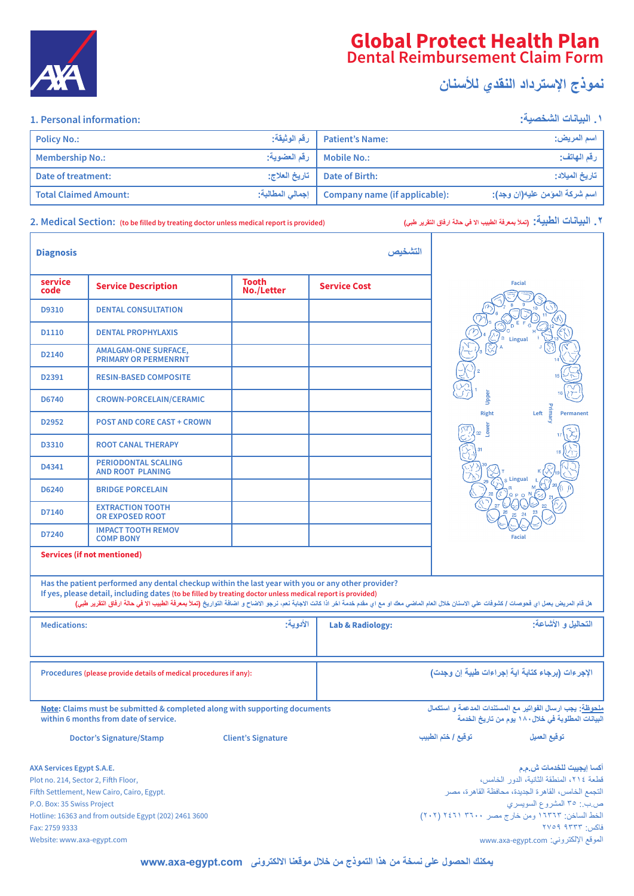# Global Protect Health Plan
## Dental Reimbursement Claim Form

## نموذج الإسترداد النقدي للأسنان

### 1. Personal information: ١. البيانات الشخصية:

| | | | |
|---|---|---|---|
| Policy No.: | رقم الوثيقة: | Patient's Name: | اسم المريض: |
| Membership No.: | رقم العضوية: | Mobile No.: | رقم الهاتف: |
| Date of treatment: | تاريخ العلاج: | Date of Birth: | تاريخ الميلاد: |
| Total Claimed Amount: | إجمالي المطالبة: | Company name (if applicable): | اسم شركة المؤمن عليه(ان وجد): |

### 2. Medical Section: (to be filled by treating doctor unless medical report is provided) ٢. البيانات الطبية: (تملأ بمعرفة الطبيب الا في حالة ارفاق التقرير طبي)

**Diagnosis** التشخيص

| service code | Service Description | Tooth No./Letter | Service Cost |
|---|---|---|---|
| D9310 | DENTAL CONSULTATION | | |
| D1110 | DENTAL PROPHYLAXIS | | |
| D2140 | AMALGAM-ONE SURFACE, PRIMARY OR PERMENRNT | | |
| D2391 | RESIN-BASED COMPOSITE | | |
| D6740 | CROWN-PORCELAIN/CERAMIC | | |
| D2952 | POST AND CORE CAST + CROWN | | |
| D3310 | ROOT CANAL THERAPY | | |
| D4341 | PERIODONTAL SCALING AND ROOT PLANING | | |
| D6240 | BRIDGE PORCELAIN | | |
| D7140 | EXTRACTION TOOTH OR EXPOSED ROOT | | |
| D7240 | IMPACT TOOTH REMOV COMP BONY | | |

Services (if not mentioned)

Facial
Lingual
Upper
Primary
Right
Left
Permanent
Lower
Lingual
Facial
1 2 3 4 5 6 7 8 9 10 11 12 13 14 15 16
A B C D E F G H I J
17 18 19 20 21 22 23 24 25 26 27 28 29 30 31 32
K L M N O P Q R S T

Has the patient performed any dental checkup within the last year with you or any other provider?
If yes, please detail, including dates (to be filled by treating doctor unless medical report is provided)

هل قام المريض بعمل اي فحوصات / كشوفات على الاسنان خلال العام الماضي معك او مع اي مقدم خدمة اخر اذا كانت الاجابة نعم، نرجو الايضاح و اضافة التواريخ (تملأ بمعرفة الطبيب الا في حالة ارفاق التقرير طبي)

| | | | |
|---|---|---|---|
| Medications: | الأدوية: | Lab & Radiology: | التحاليل و الأشاعة: |

Procedures (please provide details of medical procedures if any): الإجراءات (يرجاء كتابة اية إجراءات طبية إن وجدت)

**Note**: Claims must be submitted & completed along with supporting documents within 6 months from date of service.

ملحوظة: يجب ارسال الفواتير مع المستندات المدعمة و استكمال البيانات المطلوبة في خلال ١٨٠ يوم من تاريخ الخدمة

Doctor's Signature/Stamp    Client's Signature    توقيع / ختم الطبيب    توقيع العميل

AXA Services Egypt S.A.E.
Plot no. 214, Sector 2, Fifth Floor,
Fifth Settlement, New Cairo, Cairo, Egypt.
P.O. Box: 35 Swiss Project
Hotline: 16363 and from outside Egypt (202) 2461 3600
Fax: 2759 9333
Website: www.axa-egypt.com

أكسا إيجيبت للخدمات ش.م.م
قطعة ٢١٤، المنطقة الثانية، الدور الخامس،
التجمع الخامس، القاهرة الجديدة، محافظة القاهرة، مصر
ص.ب.: ٣٥ المشروع السويسري
الخط الساخن: ١٦٣٦٣ ومن خارج مصر ٣٦٠٠ ٢٤٦١ (٢٠٢)
فاكس: ٩٣٣٣ ٢٧٥٩
الموقع الإلكتروني: www.axa-egypt.com

يمكنك الحصول على نسخة من هذا النموذج من خلال موقعنا الالكترونى www.axa-egypt.com